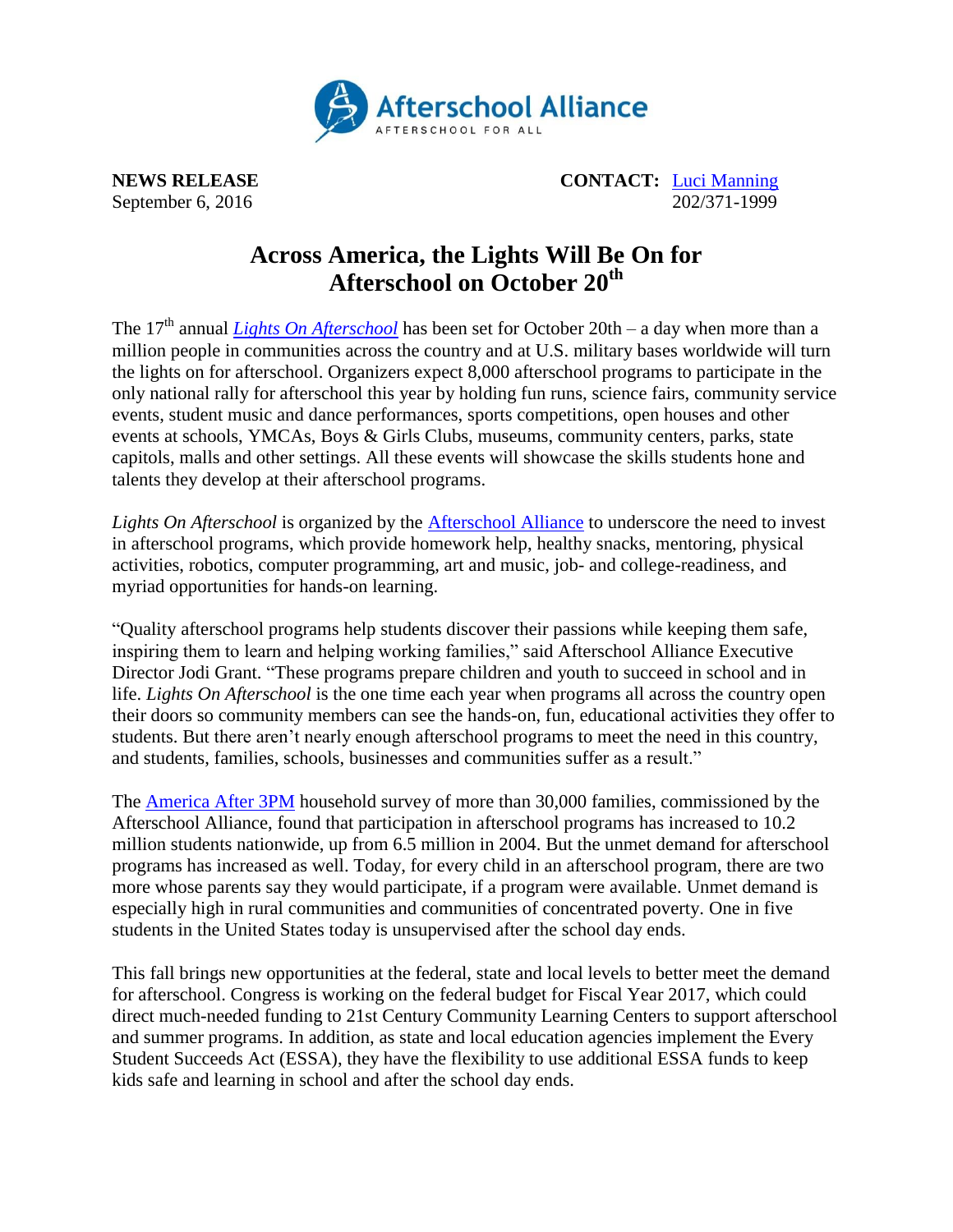Afterschool Alliance
AFTERSCHOOL FOR ALL

**NEWS RELEASE**
September 6, 2016

**CONTACT:** Luci Manning
202/371-1999

# Across America, the Lights Will Be On for Afterschool on October 20th

The 17th annual *Lights On Afterschool* has been set for October 20th – a day when more than a million people in communities across the country and at U.S. military bases worldwide will turn the lights on for afterschool. Organizers expect 8,000 afterschool programs to participate in the only national rally for afterschool this year by holding fun runs, science fairs, community service events, student music and dance performances, sports competitions, open houses and other events at schools, YMCAs, Boys & Girls Clubs, museums, community centers, parks, state capitols, malls and other settings. All these events will showcase the skills students hone and talents they develop at their afterschool programs.

*Lights On Afterschool* is organized by the Afterschool Alliance to underscore the need to invest in afterschool programs, which provide homework help, healthy snacks, mentoring, physical activities, robotics, computer programming, art and music, job- and college-readiness, and myriad opportunities for hands-on learning.

"Quality afterschool programs help students discover their passions while keeping them safe, inspiring them to learn and helping working families," said Afterschool Alliance Executive Director Jodi Grant. "These programs prepare children and youth to succeed in school and in life. *Lights On Afterschool* is the one time each year when programs all across the country open their doors so community members can see the hands-on, fun, educational activities they offer to students. But there aren't nearly enough afterschool programs to meet the need in this country, and students, families, schools, businesses and communities suffer as a result."

The America After 3PM household survey of more than 30,000 families, commissioned by the Afterschool Alliance, found that participation in afterschool programs has increased to 10.2 million students nationwide, up from 6.5 million in 2004. But the unmet demand for afterschool programs has increased as well. Today, for every child in an afterschool program, there are two more whose parents say they would participate, if a program were available. Unmet demand is especially high in rural communities and communities of concentrated poverty. One in five students in the United States today is unsupervised after the school day ends.

This fall brings new opportunities at the federal, state and local levels to better meet the demand for afterschool. Congress is working on the federal budget for Fiscal Year 2017, which could direct much-needed funding to 21st Century Community Learning Centers to support afterschool and summer programs. In addition, as state and local education agencies implement the Every Student Succeeds Act (ESSA), they have the flexibility to use additional ESSA funds to keep kids safe and learning in school and after the school day ends.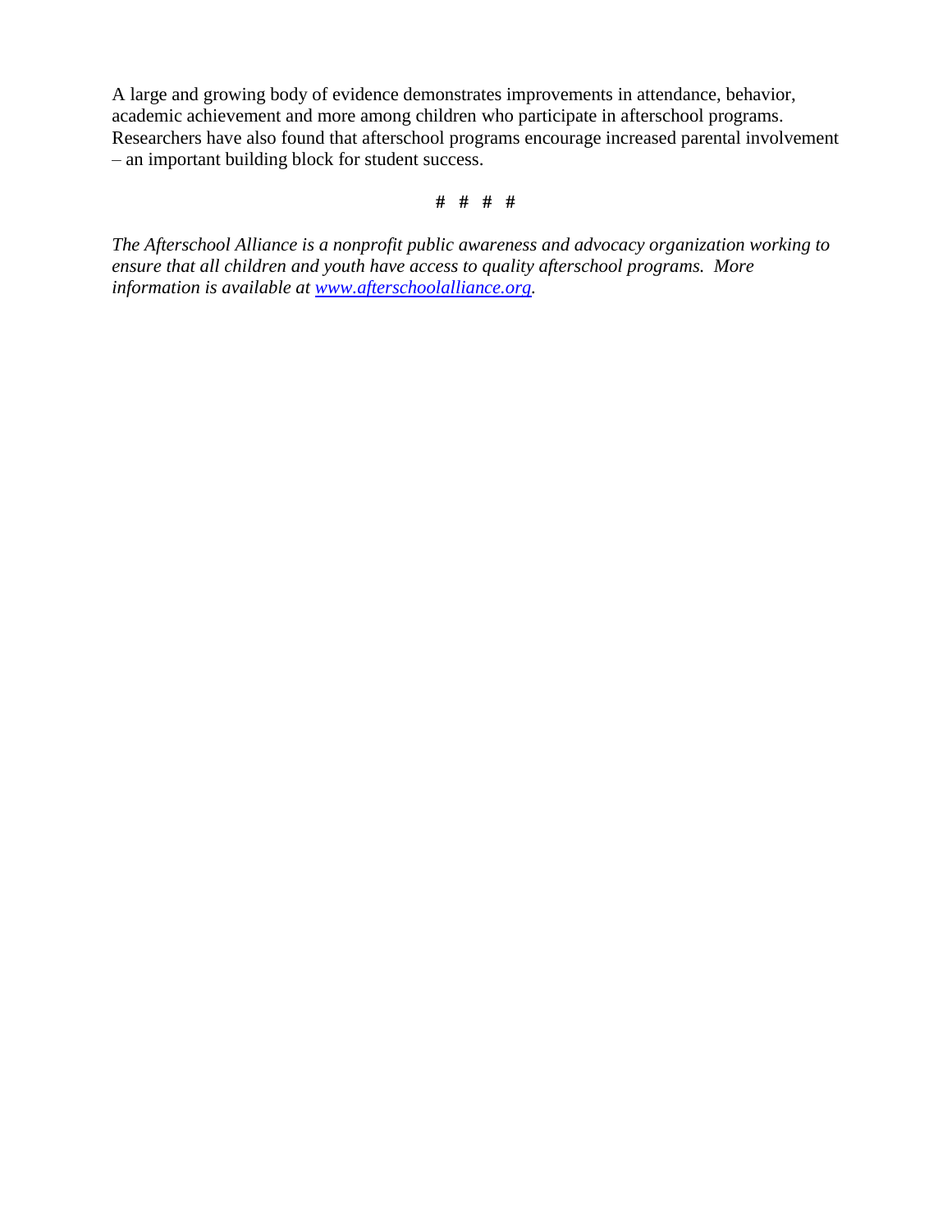A large and growing body of evidence demonstrates improvements in attendance, behavior, academic achievement and more among children who participate in afterschool programs. Researchers have also found that afterschool programs encourage increased parental involvement – an important building block for student success.

# # # #

*The Afterschool Alliance is a nonprofit public awareness and advocacy organization working to ensure that all children and youth have access to quality afterschool programs. More information is available at [www.afterschoolalliance.org](http://www.afterschoolalliance.org).*